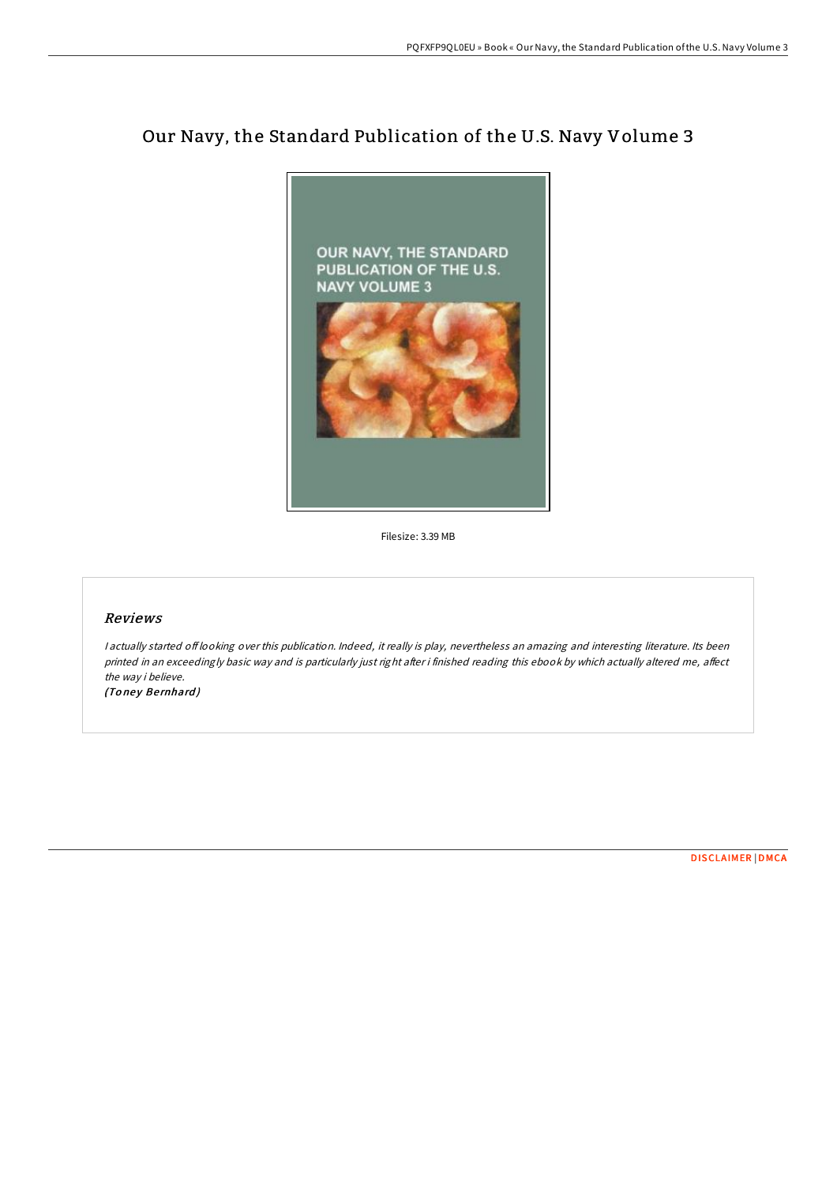# Our Navy, the Standard Publication of the U.S. Navy Volume 3

Filesize: 3.39 MB

## *Reviews*

*I actually started off looking over this publication. Indeed, it really is play, nevertheless an amazing and interesting literature. Its been printed in an exceedingly basic way and is particularly just right after i finished reading this ebook by which actually altered me, affect the way i believe.*

*(Toney Bernhard)*

DISCLAIMER | DMCA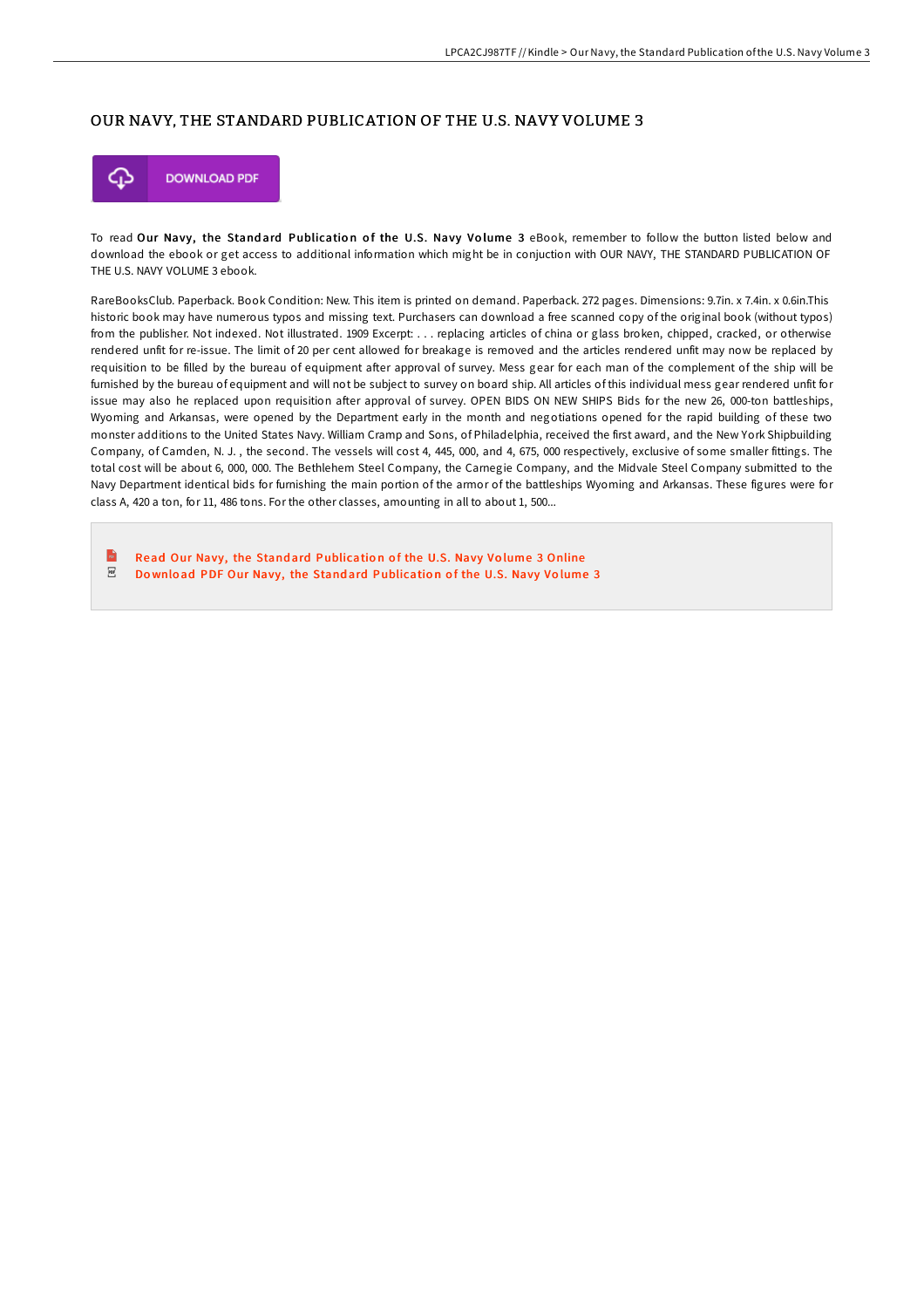# OUR NAVY, THE STANDARD PUBLICATION OF THE U.S. NAVY VOLUME 3

DOWNLOAD PDF

To read **Our Navy, the Standard Publication of the U.S. Navy Volume 3** eBook, remember to follow the button listed below and download the ebook or get access to additional information which might be in conjuction with OUR NAVY, THE STANDARD PUBLICATION OF THE U.S. NAVY VOLUME 3 ebook.

RareBooksClub. Paperback. Book Condition: New. This item is printed on demand. Paperback. 272 pages. Dimensions: 9.7in. x 7.4in. x 0.6in.This historic book may have numerous typos and missing text. Purchasers can download a free scanned copy of the original book (without typos) from the publisher. Not indexed. Not illustrated. 1909 Excerpt: . . . replacing articles of china or glass broken, chipped, cracked, or otherwise rendered unfit for re-issue. The limit of 20 per cent allowed for breakage is removed and the articles rendered unfit may now be replaced by requisition to be filled by the bureau of equipment after approval of survey. Mess gear for each man of the complement of the ship will be furnished by the bureau of equipment and will not be subject to survey on board ship. All articles of this individual mess gear rendered unfit for issue may also he replaced upon requisition after approval of survey. OPEN BIDS ON NEW SHIPS Bids for the new 26, 000-ton battleships, Wyoming and Arkansas, were opened by the Department early in the month and negotiations opened for the rapid building of these two monster additions to the United States Navy. William Cramp and Sons, of Philadelphia, received the first award, and the New York Shipbuilding Company, of Camden, N. J. , the second. The vessels will cost 4, 445, 000, and 4, 675, 000 respectively, exclusive of some smaller fittings. The total cost will be about 6, 000, 000. The Bethlehem Steel Company, the Carnegie Company, and the Midvale Steel Company submitted to the Navy Department identical bids for furnishing the main portion of the armor of the battleships Wyoming and Arkansas. These figures were for class A, 420 a ton, for 11, 486 tons. For the other classes, amounting in all to about 1, 500...

- Read Our Navy, the Standard Publication of the U.S. Navy Volume 3 Online
- Download PDF Our Navy, the Standard Publication of the U.S. Navy Volume 3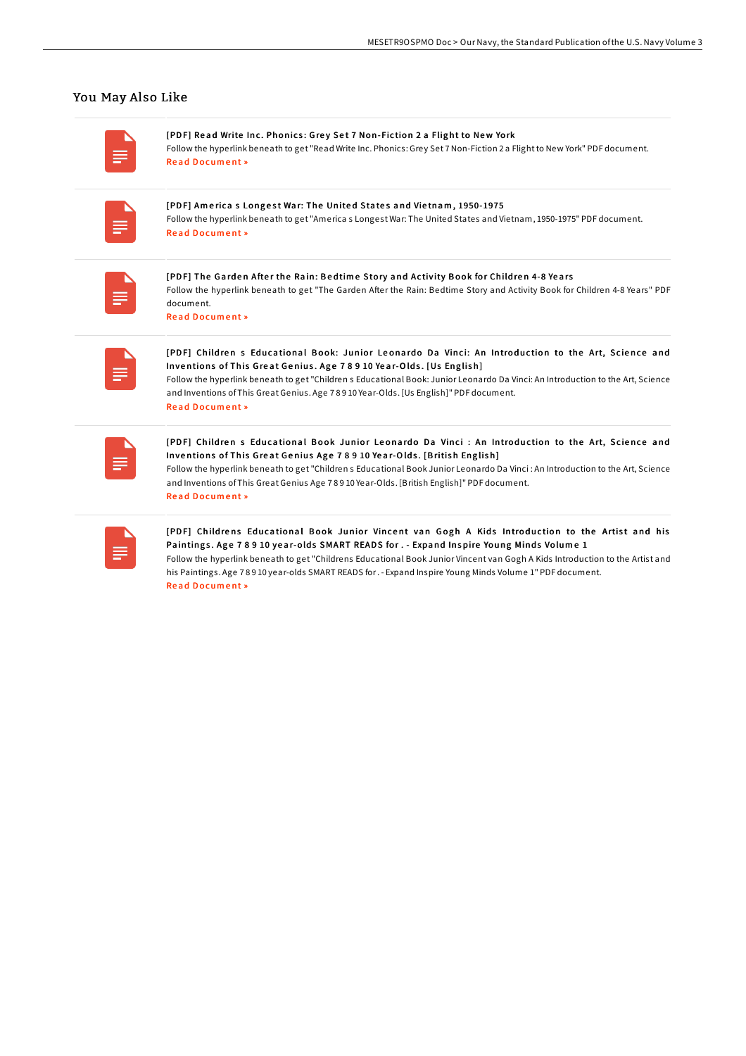## You May Also Like

[PDF] Read Write Inc. Phonics: Grey Set 7 Non-Fiction 2 a Flight to New York
Follow the hyperlink beneath to get "Read Write Inc. Phonics: Grey Set 7 Non-Fiction 2 a Flight to New York" PDF document.
Read Document »

[PDF] America s Longest War: The United States and Vietnam, 1950-1975
Follow the hyperlink beneath to get "America s Longest War: The United States and Vietnam, 1950-1975" PDF document.
Read Document »

[PDF] The Garden After the Rain: Bedtime Story and Activity Book for Children 4-8 Years
Follow the hyperlink beneath to get "The Garden After the Rain: Bedtime Story and Activity Book for Children 4-8 Years" PDF document.
Read Document »

[PDF] Children s Educational Book: Junior Leonardo Da Vinci: An Introduction to the Art, Science and Inventions of This Great Genius. Age 7 8 9 10 Year-Olds. [Us English]
Follow the hyperlink beneath to get "Children s Educational Book: Junior Leonardo Da Vinci: An Introduction to the Art, Science and Inventions of This Great Genius. Age 7 8 9 10 Year-Olds. [Us English]" PDF document.
Read Document »

[PDF] Children s Educational Book Junior Leonardo Da Vinci : An Introduction to the Art, Science and Inventions of This Great Genius Age 7 8 9 10 Year-Olds. [British English]
Follow the hyperlink beneath to get "Children s Educational Book Junior Leonardo Da Vinci : An Introduction to the Art, Science and Inventions of This Great Genius Age 7 8 9 10 Year-Olds. [British English]" PDF document.
Read Document »

[PDF] Childrens Educational Book Junior Vincent van Gogh A Kids Introduction to the Artist and his Paintings. Age 7 8 9 10 year-olds SMART READS for . - Expand Inspire Young Minds Volume 1
Follow the hyperlink beneath to get "Childrens Educational Book Junior Vincent van Gogh A Kids Introduction to the Artist and his Paintings. Age 7 8 9 10 year-olds SMART READS for . - Expand Inspire Young Minds Volume 1" PDF document.
Read Document »